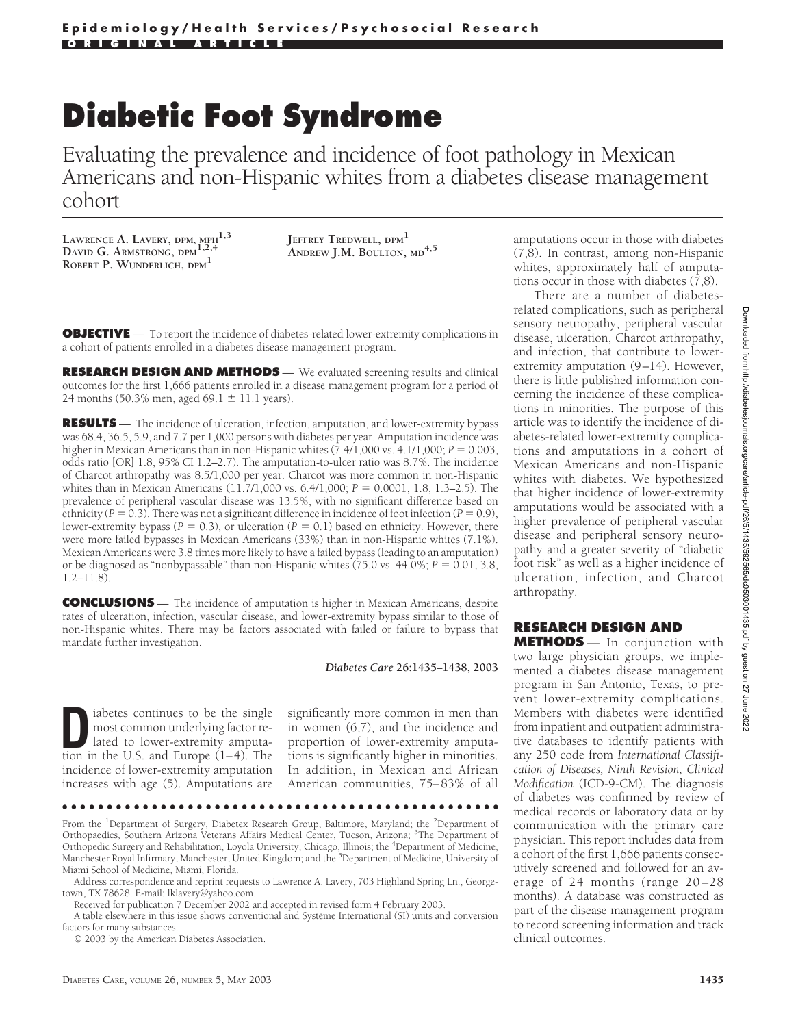**Epidemiology/Health Services/Psychosocial Research**

**ORIGINAL ARTICLE**

# Diabetic Foot Syndrome

Evaluating the prevalence and incidence of foot pathology in Mexican Americans and non-Hispanic whites from a diabetes disease management cohort

LAWRENCE A. LAVERY, DPM, MPH[1,3]
DAVID G. ARMSTRONG, DPM[1,2,4]
ROBERT P. WUNDERLICH, DPM[1]
JEFFREY TREDWELL, DPM[1]
ANDREW J.M. BOULTON, MD[4,5]

**OBJECTIVE** — To report the incidence of diabetes-related lower-extremity complications in a cohort of patients enrolled in a diabetes disease management program.

**RESEARCH DESIGN AND METHODS** — We evaluated screening results and clinical outcomes for the first 1,666 patients enrolled in a disease management program for a period of 24 months (50.3% men, aged 69.1 ± 11.1 years).

**RESULTS** — The incidence of ulceration, infection, amputation, and lower-extremity bypass was 68.4, 36.5, 5.9, and 7.7 per 1,000 persons with diabetes per year. Amputation incidence was higher in Mexican Americans than in non-Hispanic whites (7.4/1,000 vs. 4.1/1,000; $P = 0.003$, odds ratio [OR] 1.8, 95% CI 1.2–2.7). The amputation-to-ulcer ratio was 8.7%. The incidence of Charcot arthropathy was 8.5/1,000 per year. Charcot was more common in non-Hispanic whites than in Mexican Americans (11.7/1,000 vs. 6.4/1,000; $P = 0.0001$, 1.8, 1.3–2.5). The prevalence of peripheral vascular disease was 13.5%, with no significant difference based on ethnicity ($P = 0.3$). There was not a significant difference in incidence of foot infection ($P = 0.9$), lower-extremity bypass ($P = 0.3$), or ulceration ($P = 0.1$) based on ethnicity. However, there were more failed bypasses in Mexican Americans (33%) than in non-Hispanic whites (7.1%). Mexican Americans were 3.8 times more likely to have a failed bypass (leading to an amputation) or be diagnosed as "nonbypassable" than non-Hispanic whites (75.0 vs. 44.0%; $P = 0.01$, 3.8, 1.2–11.8).

**CONCLUSIONS** — The incidence of amputation is higher in Mexican Americans, despite rates of ulceration, infection, vascular disease, and lower-extremity bypass similar to those of non-Hispanic whites. There may be factors associated with failed or failure to bypass that mandate further investigation.

*Diabetes Care* **26:1435–1438, 2003**

Diabetes continues to be the single most common underlying factor related to lower-extremity amputation in the U.S. and Europe (1–4). The incidence of lower-extremity amputation increases with age (5). Amputations are significantly more common in men than in women (6,7), and the incidence and proportion of lower-extremity amputations is significantly higher in minorities. In addition, in Mexican and African American communities, 75–83% of all amputations occur in those with diabetes (7,8). In contrast, among non-Hispanic whites, approximately half of amputations occur in those with diabetes (7,8).

There are a number of diabetes-related complications, such as peripheral sensory neuropathy, peripheral vascular disease, ulceration, Charcot arthropathy, and infection, that contribute to lower-extremity amputation (9–14). However, there is little published information concerning the incidence of these complications in minorities. The purpose of this article was to identify the incidence of diabetes-related lower-extremity complications and amputations in a cohort of Mexican Americans and non-Hispanic whites with diabetes. We hypothesized that higher incidence of lower-extremity amputations would be associated with a higher prevalence of peripheral vascular disease and peripheral sensory neuropathy and a greater severity of "diabetic foot risk" as well as a higher incidence of ulceration, infection, and Charcot arthropathy.

## RESEARCH DESIGN AND METHODS

In conjunction with two large physician groups, we implemented a diabetes disease management program in San Antonio, Texas, to prevent lower-extremity complications. Members with diabetes were identified from inpatient and outpatient administrative databases to identify patients with any 250 code from *International Classification of Diseases, Ninth Revision, Clinical Modification* (ICD-9-CM). The diagnosis of diabetes was confirmed by review of medical records or laboratory data or by communication with the primary care physician. This report includes data from a cohort of the first 1,666 patients consecutively screened and followed for an average of 24 months (range 20–28 months). A database was constructed as part of the disease management program to record screening information and track clinical outcomes.

---

From the [1]Department of Surgery, Diabetex Research Group, Baltimore, Maryland; the [2]Department of Orthopaedics, Southern Arizona Veterans Affairs Medical Center, Tucson, Arizona; [3]The Department of Orthopedic Surgery and Rehabilitation, Loyola University, Chicago, Illinois; the [4]Department of Medicine, Manchester Royal Infirmary, Manchester, United Kingdom; and the [5]Department of Medicine, University of Miami School of Medicine, Miami, Florida.

Address correspondence and reprint requests to Lawrence A. Lavery, 703 Highland Spring Ln., Georgetown, TX 78628. E-mail: lklavery@yahoo.com.

Received for publication 7 December 2002 and accepted in revised form 4 February 2003.

A table elsewhere in this issue shows conventional and Système International (SI) units and conversion factors for many substances.

© 2003 by the American Diabetes Association.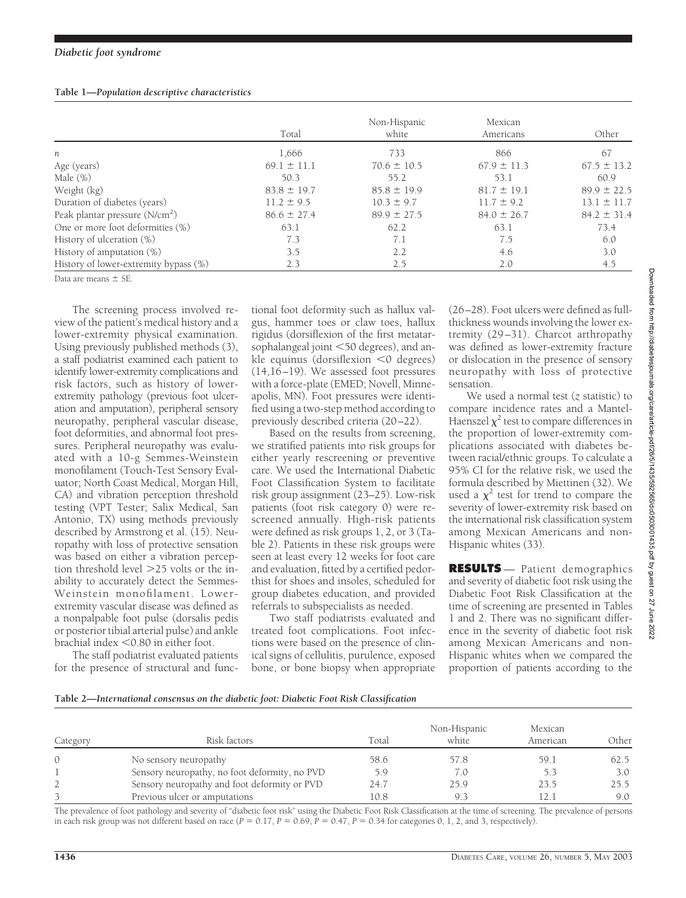**Table 1—Population descriptive characteristics**

| | Total | Non-Hispanic white | Mexican Americans | Other |
|---|---|---|---|---|
| $n$ | 1,666 | 733 | 866 | 67 |
| Age (years) | 69.1 ± 11.1 | 70.6 ± 10.5 | 67.9 ± 11.3 | 67.5 ± 13.2 |
| Male (%) | 50.3 | 55.2 | 53.1 | 60.9 |
| Weight (kg) | 83.8 ± 19.7 | 85.8 ± 19.9 | 81.7 ± 19.1 | 89.9 ± 22.5 |
| Duration of diabetes (years) | 11.2 ± 9.5 | 10.3 ± 9.7 | 11.7 ± 9.2 | 13.1 ± 11.7 |
| Peak plantar pressure ($N/cm^2$) | 86.6 ± 27.4 | 89.9 ± 27.5 | 84.0 ± 26.7 | 84.2 ± 31.4 |
| One or more foot deformities (%) | 63.1 | 62.2 | 63.1 | 73.4 |
| History of ulceration (%) | 7.3 | 7.1 | 7.5 | 6.0 |
| History of amputation (%) | 3.5 | 2.2 | 4.6 | 3.0 |
| History of lower-extremity bypass (%) | 2.3 | 2.5 | 2.0 | 4.5 |

Data are means ± SE.

The screening process involved review of the patient's medical history and a lower-extremity physical examination. Using previously published methods (3), a staff podiatrist examined each patient to identify lower-extremity complications and risk factors, such as history of lower-extremity pathology (previous foot ulceration and amputation), peripheral sensory neuropathy, peripheral vascular disease, foot deformities, and abnormal foot pressures. Peripheral neuropathy was evaluated with a 10-g Semmes-Weinstein monofilament (Touch-Test Sensory Evaluator; North Coast Medical, Morgan Hill, CA) and vibration perception threshold testing (VPT Tester; Salix Medical, San Antonio, TX) using methods previously described by Armstrong et al. (15). Neuropathy with loss of protective sensation was based on either a vibration perception threshold level >25 volts or the inability to accurately detect the Semmes-Weinstein monofilament. Lower-extremity vascular disease was defined as a nonpalpable foot pulse (dorsalis pedis or posterior tibial arterial pulse) and ankle brachial index <0.80 in either foot.

The staff podiatrist evaluated patients for the presence of structural and functional foot deformity such as hallux valgus, hammer toes or claw toes, hallux rigidus (dorsiflexion of the first metatarsophalangeal joint <50 degrees), and ankle equinus (dorsiflexion <0 degrees) (14,16–19). We assessed foot pressures with a force-plate (EMED; Novell, Minneapolis, MN). Foot pressures were identified using a two-step method according to previously described criteria (20–22).

Based on the results from screening, we stratified patients into risk groups for either yearly rescreening or preventive care. We used the International Diabetic Foot Classification System to facilitate risk group assignment (23–25). Low-risk patients (foot risk category 0) were rescreened annually. High-risk patients were defined as risk groups 1, 2, or 3 (Table 2). Patients in these risk groups were seen at least every 12 weeks for foot care and evaluation, fitted by a certified pedorthist for shoes and insoles, scheduled for group diabetes education, and provided referrals to subspecialists as needed.

Two staff podiatrists evaluated and treated foot complications. Foot infections were based on the presence of clinical signs of cellulitis, purulence, exposed bone, or bone biopsy when appropriate (26–28). Foot ulcers were defined as full-thickness wounds involving the lower extremity (29–31). Charcot arthropathy was defined as lower-extremity fracture or dislocation in the presence of sensory neuropathy with loss of protective sensation.

We used a normal test ($z$ statistic) to compare incidence rates and a Mantel-Haenszel $\chi^2$ test to compare differences in the proportion of lower-extremity complications associated with diabetes between racial/ethnic groups. To calculate a 95% CI for the relative risk, we used the formula described by Miettinen (32). We used a $\chi^2$ test for trend to compare the severity of lower-extremity risk based on the international risk classification system among Mexican Americans and non-Hispanic whites (33).

## RESULTS

Patient demographics and severity of diabetic foot risk using the Diabetic Foot Risk Classification at the time of screening are presented in Tables 1 and 2. There was no significant difference in the severity of diabetic foot risk among Mexican Americans and non-Hispanic whites when we compared the proportion of patients according to the

**Table 2—International consensus on the diabetic foot: Diabetic Foot Risk Classification**

| Category | Risk factors | Total | Non-Hispanic white | Mexican American | Other |
|---|---|---|---|---|---|
| 0 | No sensory neuropathy | 58.6 | 57.8 | 59.1 | 62.5 |
| 1 | Sensory neuropathy, no foot deformity, no PVD | 5.9 | 7.0 | 5.3 | 3.0 |
| 2 | Sensory neuropathy and foot deformity or PVD | 24.7 | 25.9 | 23.5 | 25.5 |
| 3 | Previous ulcer or amputations | 10.8 | 9.3 | 12.1 | 9.0 |

The prevalence of foot pathology and severity of "diabetic foot risk" using the Diabetic Foot Risk Classification at the time of screening. The prevalence of persons in each risk group was not different based on race ($P = 0.17$, $P = 0.69$, $P = 0.47$, $P = 0.34$ for categories 0, 1, 2, and 3, respectively).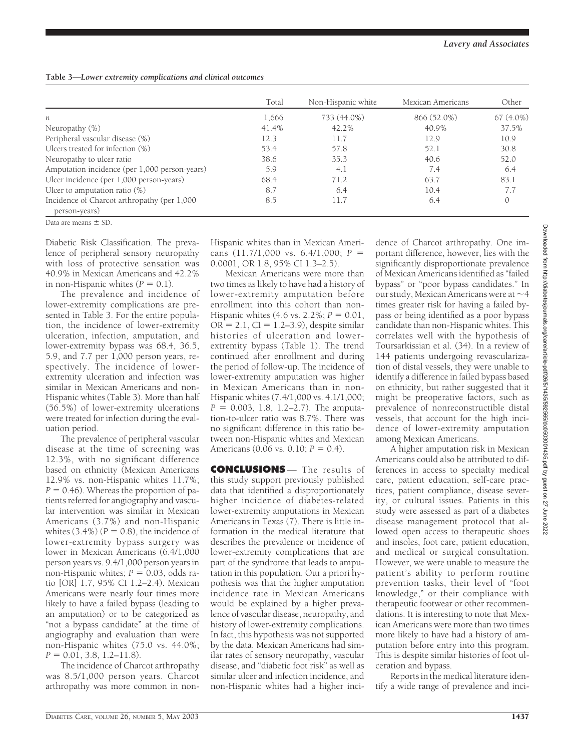**Table 3—*Lower extremity complications and clinical outcomes***

| | Total | Non-Hispanic white | Mexican Americans | Other |
|---|---|---|---|---|
| *n* | 1,666 | 733 (44.0%) | 866 (52.0%) | 67 (4.0%) |
| Neuropathy (%) | 41.4% | 42.2% | 40.9% | 37.5% |
| Peripheral vascular disease (%) | 12.3 | 11.7 | 12.9 | 10.9 |
| Ulcers treated for infection (%) | 53.4 | 57.8 | 52.1 | 30.8 |
| Neuropathy to ulcer ratio | 38.6 | 35.3 | 40.6 | 52.0 |
| Amputation incidence (per 1,000 person-years) | 5.9 | 4.1 | 7.4 | 6.4 |
| Ulcer incidence (per 1,000 person-years) | 68.4 | 71.2 | 63.7 | 83.1 |
| Ulcer to amputation ratio (%) | 8.7 | 6.4 | 10.4 | 7.7 |
| Incidence of Charcot arthropathy (per 1,000 person-years) | 8.5 | 11.7 | 6.4 | 0 |

Data are means ± SD.

Diabetic Risk Classification. The prevalence of peripheral sensory neuropathy with loss of protective sensation was 40.9% in Mexican Americans and 42.2% in non-Hispanic whites ($P = 0.1$).

The prevalence and incidence of lower-extremity complications are presented in Table 3. For the entire population, the incidence of lower-extremity ulceration, infection, amputation, and lower-extremity bypass was 68.4, 36.5, 5.9, and 7.7 per 1,000 person years, respectively. The incidence of lower-extremity ulceration and infection was similar in Mexican Americans and non-Hispanic whites (Table 3). More than half (56.5%) of lower-extremity ulcerations were treated for infection during the evaluation period.

The prevalence of peripheral vascular disease at the time of screening was 12.3%, with no significant difference based on ethnicity (Mexican Americans 12.9% vs. non-Hispanic whites 11.7%; $P = 0.46$). Whereas the proportion of patients referred for angiography and vascular intervention was similar in Mexican Americans (3.7%) and non-Hispanic whites (3.4%) ($P = 0.8$), the incidence of lower-extremity bypass surgery was lower in Mexican Americans (6.4/1,000 person years vs. 9.4/1,000 person years in non-Hispanic whites; $P = 0.03$, odds ratio [OR] 1.7, 95% CI 1.2–2.4). Mexican Americans were nearly four times more likely to have a failed bypass (leading to an amputation) or to be categorized as "not a bypass candidate" at the time of angiography and evaluation than were non-Hispanic whites (75.0 vs. 44.0%; $P = 0.01$, 3.8, 1.2–11.8).

The incidence of Charcot arthropathy was 8.5/1,000 person years. Charcot arthropathy was more common in non-Hispanic whites than in Mexican Americans (11.7/1,000 vs. 6.4/1,000; $P = 0.0001$, OR 1.8, 95% CI 1.3–2.5).

Mexican Americans were more than two times as likely to have had a history of lower-extremity amputation before enrollment into this cohort than non-Hispanic whites (4.6 vs. 2.2%; $P = 0.01$, OR = 2.1, CI = 1.2–3.9), despite similar histories of ulceration and lower-extremity bypass (Table 1). The trend continued after enrollment and during the period of follow-up. The incidence of lower-extremity amputation was higher in Mexican Americans than in non-Hispanic whites (7.4/1,000 vs. 4.1/1,000; $P = 0.003$, 1.8, 1.2–2.7). The amputation-to-ulcer ratio was 8.7%. There was no significant difference in this ratio between non-Hispanic whites and Mexican Americans (0.06 vs. 0.10; $P = 0.4$).

## CONCLUSIONS

The results of this study support previously published data that identified a disproportionately higher incidence of diabetes-related lower-extremity amputations in Mexican Americans in Texas (7). There is little information in the medical literature that describes the prevalence or incidence of lower-extremity complications that are part of the syndrome that leads to amputation in this population. Our a priori hypothesis was that the higher amputation incidence rate in Mexican Americans would be explained by a higher prevalence of vascular disease, neuropathy, and history of lower-extremity complications. In fact, this hypothesis was not supported by the data. Mexican Americans had similar rates of sensory neuropathy, vascular disease, and "diabetic foot risk" as well as similar ulcer and infection incidence, and non-Hispanic whites had a higher incidence of Charcot arthropathy. One important difference, however, lies with the significantly disproportionate prevalence of Mexican Americans identified as "failed bypass" or "poor bypass candidates." In our study, Mexican Americans were at ~4 times greater risk for having a failed bypass or being identified as a poor bypass candidate than non-Hispanic whites. This correlates well with the hypothesis of Toursarkissian et al. (34). In a review of 144 patients undergoing revascularization of distal vessels, they were unable to identify a difference in failed bypass based on ethnicity, but rather suggested that it might be preoperative factors, such as prevalence of nonreconstructible distal vessels, that account for the high incidence of lower-extremity amputation among Mexican Americans.

A higher amputation risk in Mexican Americans could also be attributed to differences in access to specialty medical care, patient education, self-care practices, patient compliance, disease severity, or cultural issues. Patients in this study were assessed as part of a diabetes disease management protocol that allowed open access to therapeutic shoes and insoles, foot care, patient education, and medical or surgical consultation. However, we were unable to measure the patient's ability to perform routine prevention tasks, their level of "foot knowledge," or their compliance with therapeutic footwear or other recommendations. It is interesting to note that Mexican Americans were more than two times more likely to have had a history of amputation before entry into this program. This is despite similar histories of foot ulceration and bypass.

Reports in the medical literature identify a wide range of prevalence and inci-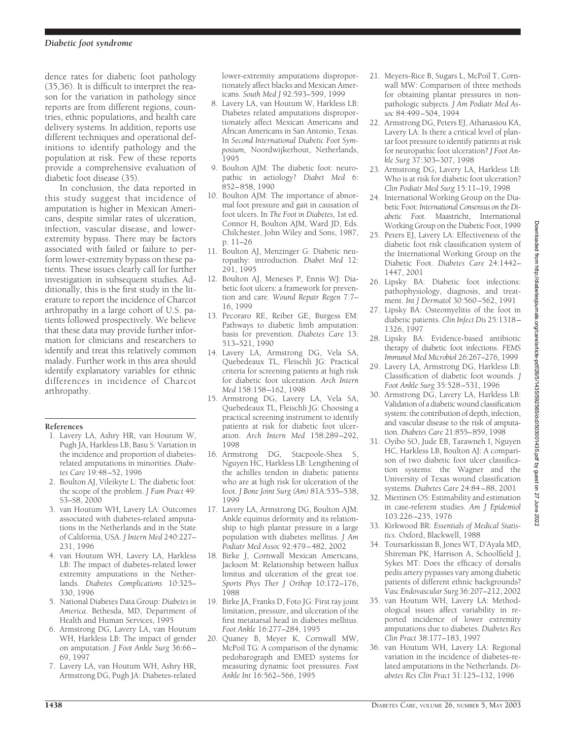dence rates for diabetic foot pathology (35,36). It is difficult to interpret the reason for the variation in pathology since reports are from different regions, countries, ethnic populations, and health care delivery systems. In addition, reports use different techniques and operational definitions to identify pathology and the population at risk. Few of these reports provide a comprehensive evaluation of diabetic foot disease (35).

In conclusion, the data reported in this study suggest that incidence of amputation is higher in Mexican Americans, despite similar rates of ulceration, infection, vascular disease, and lower-extremity bypass. There may be factors associated with failed or failure to perform lower-extremity bypass on these patients. These issues clearly call for further investigation in subsequent studies. Additionally, this is the first study in the literature to report the incidence of Charcot arthropathy in a large cohort of U.S. patients followed prospectively. We believe that these data may provide further information for clinicians and researchers to identify and treat this relatively common malady. Further work in this area should identify explanatory variables for ethnic differences in incidence of Charcot arthropathy.

## References

1. Lavery LA, Ashry HR, van Houtum W, Pugh JA, Harkless LB, Basu S: Variation in the incidence and proportion of diabetes-related amputations in minorities. *Diabetes Care* 19:48–52, 1996
2. Boulton AJ, Vileikyte L: The diabetic foot: the scope of the problem. *J Fam Pract* 49: S3–S8, 2000
3. van Houtum WH, Lavery LA: Outcomes associated with diabetes-related amputations in the Netherlands and in the State of California, USA. *J Intern Med* 240:227–231, 1996
4. van Houtum WH, Lavery LA, Harkless LB: The impact of diabetes-related lower extremity amputations in the Netherlands. *Diabetes Complications* 10:325–330, 1996
5. National Diabetes Data Group: *Diabetes in America*. Bethesda, MD, Department of Health and Human Services, 1995
6. Armstrong DG, Lavery LA, van Houtum WH, Harkless LB: The impact of gender on amputation. *J Foot Ankle Surg* 36:66–69, 1997
7. Lavery LA, van Houtum WH, Ashry HR, Armstrong DG, Pugh JA: Diabetes-related lower-extremity amputations disproportionately affect blacks and Mexican Americans. *South Med J* 92:593–599, 1999
8. Lavery LA, van Houtum W, Harkless LB: Diabetes related amputations disproportionately affect Mexican Americans and African Americans in San Antonio, Texas. In *Second International Diabetic Foot Symposium,* Noordwijkerhout, Netherlands, 1995
9. Boulton AJM: The diabetic foot: neuropathic in aetiology? *Diabet Med* 6: 852–858, 1990
10. Boulton AJM: The importance of abnormal foot pressure and gait in causation of foot ulcers. In *The Foot in Diabetes,* 1st ed. Connor H, Boulton AJM, Ward JD, Eds. Chilchester, John Wiley and Sons, 1987, p. 11–26
11. Boulton AJ, Menzinger G: Diabetic neuropathy: introduction. *Diabet Med* 12: 291, 1995
12. Boulton AJ, Meneses P, Ennis WJ: Diabetic foot ulcers: a framework for prevention and care. *Wound Repair Regen* 7:7–16, 1999
13. Pecoraro RE, Reiber GE, Burgess EM: Pathways to diabetic limb amputation: basis for prevention. *Diabetes Care* 13: 513–521, 1990
14. Lavery LA, Armstrong DG, Vela SA, Quebedeaux TL, Fleischli JG: Practical criteria for screening patients at high risk for diabetic foot ulceration. *Arch Intern Med* 158:158–162, 1998
15. Armstrong DG, Lavery LA, Vela SA, Quebedeaux TL, Fleischli JG: Choosing a practical screening instrument to identify patients at risk for diabetic foot ulceration. *Arch Intern Med* 158:289–292, 1998
16. Armstrong DG, Stacpoole-Shea S, Nguyen HC, Harkless LB: Lengthening of the achilles tendon in diabetic patients who are at high risk for ulceration of the foot. *J Bone Joint Surg (Am)* 81A:535–538, 1999
17. Lavery LA, Armstrong DG, Boulton AJM: Ankle equinus deformity and its relationship to high plantar pressure in a large population with diabetes mellitus. *J Am Podiatr Med Assoc* 92:479–482, 2002
18. Birke J, Cornwall Mexican Americans, Jackson M: Relationship between hallux limitus and ulceration of the great toe. *Sports Phys Ther J Orthop* 10:172–176, 1988
19. Birke JA, Franks D, Foto JG: First ray joint limitation, pressure, and ulceration of the first metatarsal head in diabetes mellitus. *Foot Ankle* 16:277–284, 1995
20. Quaney B, Meyer K, Cornwall MW, McPoil TG: A comparison of the dynamic pedobarograph and EMED systems for measuring dynamic foot pressures. *Foot Ankle Int* 16:562–566, 1995
21. Meyers-Rice B, Sugars L, McPoil T, Cornwall MW: Comparison of three methods for obtaining plantar pressures in nonpathologic subjects. *J Am Podiatr Med Assoc* 84:499–504, 1994
22. Armstrong DG, Peters EJ, Athanasiou KA, Lavery LA: Is there a critical level of plantar foot pressure to identify patients at risk for neuropathic foot ulceration? *J Foot Ankle Surg* 37:303–307, 1998
23. Armstrong DG, Lavery LA, Harkless LB: Who is at risk for diabetic foot ulceration? *Clin Podiatr Med Surg* 15:11–19, 1998
24. International Working Group on the Diabetic Foot: *International Consensus on the Diabetic Foot.* Maastricht, International Working Group on the Diabetic Foot, 1999
25. Peters EJ, Lavery LA: Effectiveness of the diabetic foot risk classification system of the International Working Group on the Diabetic Foot. *Diabetes Care* 24:1442–1447, 2001
26. Lipsky BA: Diabetic foot infections: pathophysiology, diagnosis, and treatment. *Int J Dermatol* 30:560–562, 1991
27. Lipsky BA: Osteomyelitis of the foot in diabetic patients. *Clin Infect Dis* 25:1318–1326, 1997
28. Lipsky BA: Evidence-based antibiotic therapy of diabetic foot infections. *FEMS Immunol Med Microbiol* 26:267–276, 1999
29. Lavery LA, Armstrong DG, Harkless LB: Classification of diabetic foot wounds. *J Foot Ankle Surg* 35:528–531, 1996
30. Armstrong DG, Lavery LA, Harkless LB: Validation of a diabetic wound classification system: the contribution of depth, infection, and vascular disease to the risk of amputation. *Diabetes Care* 21:855–859, 1998
31. Oyibo SO, Jude EB, Tarawneh I, Nguyen HC, Harkless LB, Boulton AJ: A comparison of two diabetic foot ulcer classification systems: the Wagner and the University of Texas wound classification systems. *Diabetes Care* 24:84–88, 2001
32. Miettinen OS: Estimability and estimation in case-referent studies. *Am J Epidemiol* 103:226–235, 1976
33. Kirkwood BR: *Essentials of Medical Statistics*. Oxford, Blackwell, 1988
34. Toursarkissian B, Jones WT, D'Ayala MD, Shireman PK, Harrison A, Schoolfield J, Sykes MT: Does the efficacy of dorsalis pedis artery pypasses vary among diabetic patients of different ethnic backgrounds? *Vasc Endovascular Surg* 36:207–212, 2002
35. van Houtum WH, Lavery LA: Methodological issues affect variability in reported incidence of lower extremity amputations due to diabetes. *Diabetes Res Clin Pract* 38:177–183, 1997
36. van Houtum WH, Lavery LA: Regional variation in the incidence of diabetes-related amputations in the Netherlands. *Diabetes Res Clin Pract* 31:125–132, 1996